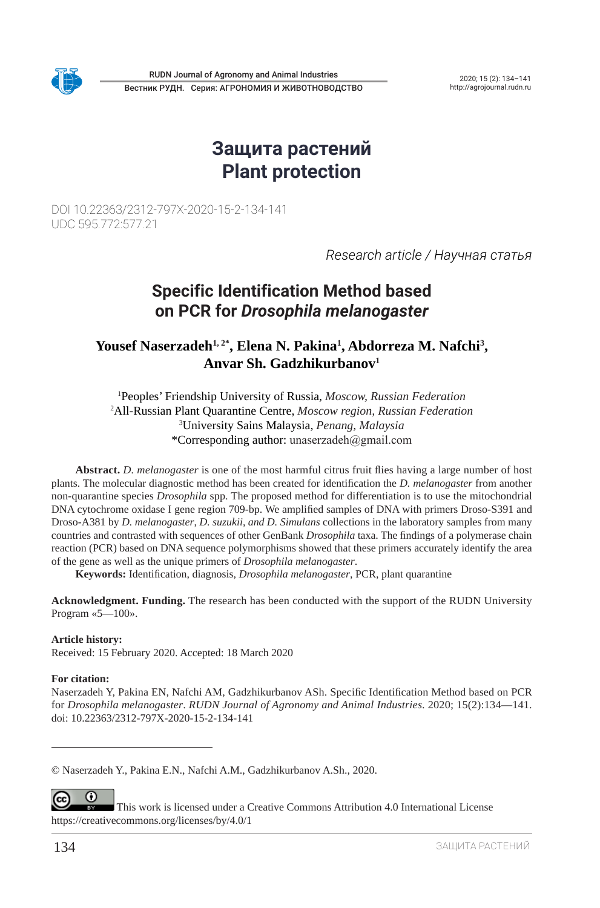# Защита растений
# Plant protection

DOI 10.22363/2312-797X-2020-15-2-134-141
UDC 595.772:577.21

*Research article / Научная статья*

## Specific Identification Method based on PCR for *Drosophila melanogaster*

**Yousef Naserzadeh[1, 2*], Elena N. Pakina[1], Abdorreza M. Nafchi[3], Anvar Sh. Gadzhikurbanov[1]**

[1]Peoples' Friendship University of Russia, *Moscow, Russian Federation*
[2]All-Russian Plant Quarantine Centre, *Moscow region, Russian Federation*
[3]University Sains Malaysia, *Penang, Malaysia*
*Corresponding author: unaserzadeh@gmail.com

**Abstract.** *D. melanogaster* is one of the most harmful citrus fruit flies having a large number of host plants. The molecular diagnostic method has been created for identification the *D. melanogaster* from another non-quarantine species *Drosophila* spp. The proposed method for differentiation is to use the mitochondrial DNA cytochrome oxidase I gene region 709-bp. We amplified samples of DNA with primers Droso-S391 and Droso-A381 by *D. melanogaster*, *D. suzukii*, *and D. Simulans* collections in the laboratory samples from many countries and contrasted with sequences of other GenBank *Drosophila* taxa. The findings of a polymerase chain reaction (PCR) based on DNA sequence polymorphisms showed that these primers accurately identify the area of the gene as well as the unique primers of *Drosophila melanogaster*.

**Keywords:** Identification, diagnosis, *Drosophila melanogaster*, PCR, plant quarantine

**Acknowledgment. Funding.** The research has been conducted with the support of the RUDN University Program «5—100».

**Article history:**
Received: 15 February 2020. Accepted: 18 March 2020

**For citation:**
Naserzadeh Y, Pakina EN, Nafchi AM, Gadzhikurbanov ASh. Specific Identification Method based on PCR for *Drosophila melanogaster*. *RUDN Journal of Agronomy and Animal Industries*. 2020; 15(2):134—141. doi: 10.22363/2312-797X-2020-15-2-134-141

---

© Naserzadeh Y., Pakina E.N., Nafchi A.M., Gadzhikurbanov A.Sh., 2020.

This work is licensed under a Creative Commons Attribution 4.0 International License https://creativecommons.org/licenses/by/4.0/1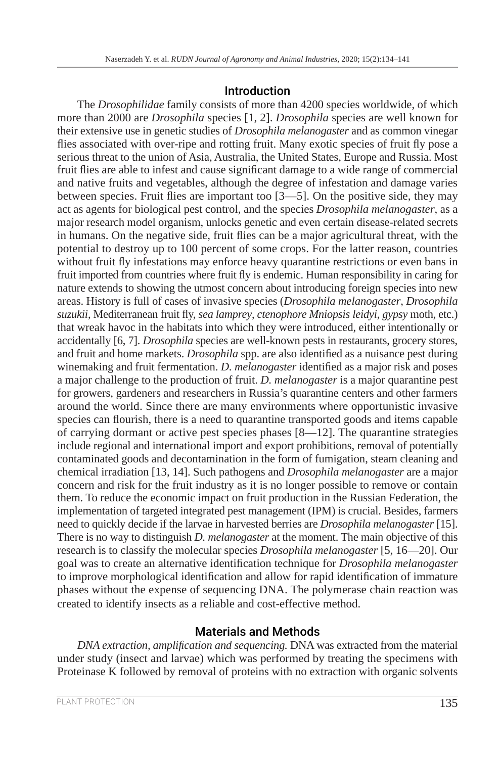## Introduction

The *Drosophilidae* family consists of more than 4200 species worldwide, of which more than 2000 are *Drosophila* species [1, 2]. *Drosophila* species are well known for their extensive use in genetic studies of *Drosophila melanogaster* and as common vinegar flies associated with over-ripe and rotting fruit. Many exotic species of fruit fly pose a serious threat to the union of Asia, Australia, the United States, Europe and Russia. Most fruit flies are able to infest and cause significant damage to a wide range of commercial and native fruits and vegetables, although the degree of infestation and damage varies between species. Fruit flies are important too [3—5]. On the positive side, they may act as agents for biological pest control, and the species *Drosophila melanogaster*, as a major research model organism, unlocks genetic and even certain disease-related secrets in humans. On the negative side, fruit flies can be a major agricultural threat, with the potential to destroy up to 100 percent of some crops. For the latter reason, countries without fruit fly infestations may enforce heavy quarantine restrictions or even bans in fruit imported from countries where fruit fly is endemic. Human responsibility in caring for nature extends to showing the utmost concern about introducing foreign species into new areas. History is full of cases of invasive species (*Drosophila melanogaster*, *Drosophila suzukii*, Mediterranean fruit fly, *sea lamprey*, *ctenophore Mniopsis leidyi*, *gypsy* moth, etc.) that wreak havoc in the habitats into which they were introduced, either intentionally or accidentally [6, 7]. *Drosophila* species are well-known pests in restaurants, grocery stores, and fruit and home markets. *Drosophila* spp. are also identified as a nuisance pest during winemaking and fruit fermentation. *D. melanogaster* identified as a major risk and poses a major challenge to the production of fruit. *D. melanogaster* is a major quarantine pest for growers, gardeners and researchers in Russia's quarantine centers and other farmers around the world. Since there are many environments where opportunistic invasive species can flourish, there is a need to quarantine transported goods and items capable of carrying dormant or active pest species phases [8—12]. The quarantine strategies include regional and international import and export prohibitions, removal of potentially contaminated goods and decontamination in the form of fumigation, steam cleaning and chemical irradiation [13, 14]. Such pathogens and *Drosophila melanogaster* are a major concern and risk for the fruit industry as it is no longer possible to remove or contain them. To reduce the economic impact on fruit production in the Russian Federation, the implementation of targeted integrated pest management (IPM) is crucial. Besides, farmers need to quickly decide if the larvae in harvested berries are *Drosophila melanogaster* [15]. There is no way to distinguish *D. melanogaster* at the moment. The main objective of this research is to classify the molecular species *Drosophila melanogaster* [5, 16—20]. Our goal was to create an alternative identification technique for *Drosophila melanogaster* to improve morphological identification and allow for rapid identification of immature phases without the expense of sequencing DNA. The polymerase chain reaction was created to identify insects as a reliable and cost-effective method.

## Materials and Methods

*DNA extraction, amplification and sequencing.* DNA was extracted from the material under study (insect and larvae) which was performed by treating the specimens with Proteinase K followed by removal of proteins with no extraction with organic solvents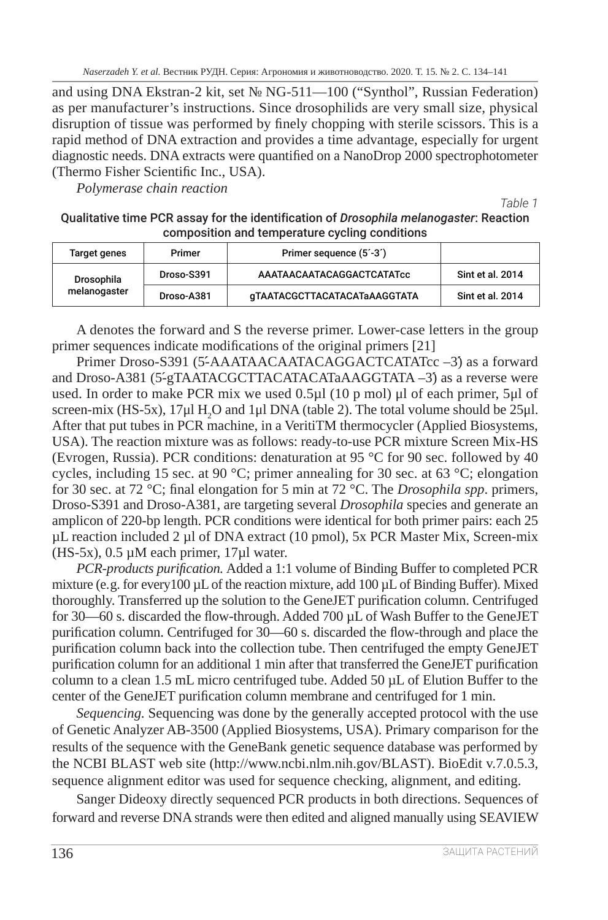and using DNA Ekstran-2 kit, set № NG-511—100 (“Synthol”, Russian Federation) as per manufacturer’s instructions. Since drosophilids are very small size, physical disruption of tissue was performed by finely chopping with sterile scissors. This is a rapid method of DNA extraction and provides a time advantage, especially for urgent diagnostic needs. DNA extracts were quantified on a NanoDrop 2000 spectrophotometer (Thermo Fisher Scientific Inc., USA).

*Polymerase chain reaction*

*Table 1*

**Qualitative time PCR assay for the identification of *Drosophila melanogaster*: Reaction composition and temperature cycling conditions**

| Target genes | Primer | Primer sequence (5´-3´) | |
|---|---|---|---|
| Drosophila melanogaster | Droso-S391 | AAATAACAATACAGGACTCATATcc | Sint et al. 2014 |
| | Droso-A381 | gTAATACGCTTACATACATaAAGGTATA | Sint et al. 2014 |

A denotes the forward and S the reverse primer. Lower-case letters in the group primer sequences indicate modifications of the original primers [21]

Primer Droso-S391 (5́-AAATAACAATACAGGACTCATATcc –3́) as a forward and Droso-A381 (5́-gTAATACGCTTACATACATaAAGGTATA –3́) as a reverse were used. In order to make PCR mix we used 0.5µl (10 p mol) µl of each primer, 5µl of screen-mix (HS-5x), 17µl $H_2O$ and 1µl DNA (table 2). The total volume should be 25µl. After that put tubes in PCR machine, in a VeritiTM thermocycler (Applied Biosystems, USA). The reaction mixture was as follows: ready-to-use PCR mixture Screen Mix-HS (Evrogen, Russia). PCR conditions: denaturation at 95 °C for 90 sec. followed by 40 cycles, including 15 sec. at 90 °C; primer annealing for 30 sec. at 63 °C; elongation for 30 sec. at 72 °C; final elongation for 5 min at 72 °C. The *Drosophila spp*. primers, Droso-S391 and Droso-A381, are targeting several *Drosophila* species and generate an amplicon of 220-bp length. PCR conditions were identical for both primer pairs: each 25 µL reaction included 2 µl of DNA extract (10 pmol), 5x PCR Master Mix, Screen-mix (HS-5x), 0.5 µM each primer, 17µl water.

*PCR-products purification.* Added a 1:1 volume of Binding Buffer to completed PCR mixture (e.g. for every100 µL of the reaction mixture, add 100 µL of Binding Buffer). Mixed thoroughly. Transferred up the solution to the GeneJET purification column. Centrifuged for 30—60 s. discarded the flow-through. Added 700 µL of Wash Buffer to the GeneJET purification column. Centrifuged for 30—60 s. discarded the flow-through and place the purification column back into the collection tube. Then centrifuged the empty GeneJET purification column for an additional 1 min after that transferred the GeneJET purification column to a clean 1.5 mL micro centrifuged tube. Added 50 µL of Elution Buffer to the center of the GeneJET purification column membrane and centrifuged for 1 min.

*Sequencing.* Sequencing was done by the generally accepted protocol with the use of Genetic Analyzer AB-3500 (Applied Biosystems, USA). Primary comparison for the results of the sequence with the GeneBank genetic sequence database was performed by the NCBI BLAST web site (http://www.ncbi.nlm.nih.gov/BLAST). BioEdit v.7.0.5.3, sequence alignment editor was used for sequence checking, alignment, and editing.

Sanger Dideoxy directly sequenced PCR products in both directions. Sequences of forward and reverse DNA strands were then edited and aligned manually using SEAVIEW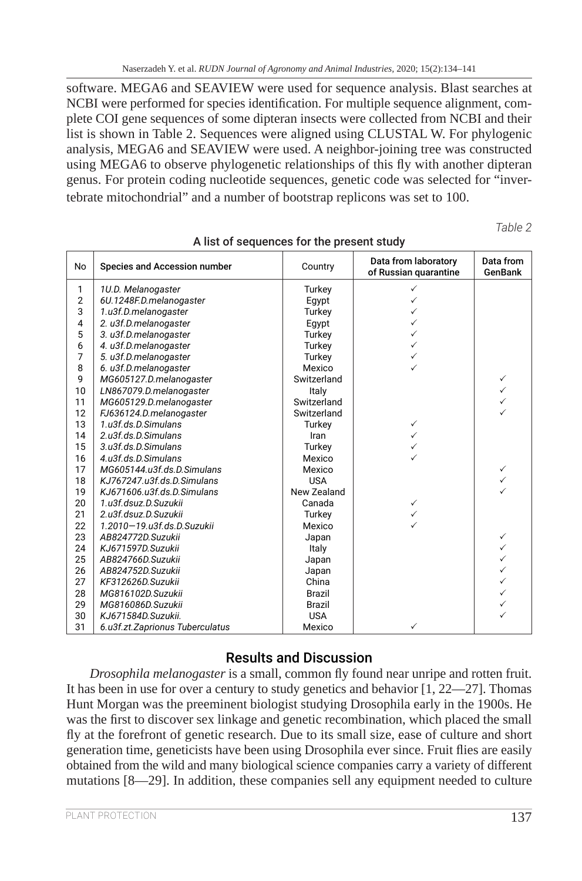software. MEGA6 and SEAVIEW were used for sequence analysis. Blast searches at NCBI were performed for species identification. For multiple sequence alignment, complete COI gene sequences of some dipteran insects were collected from NCBI and their list is shown in Table 2. Sequences were aligned using CLUSTAL W. For phylogenic analysis, MEGA6 and SEAVIEW were used. A neighbor-joining tree was constructed using MEGA6 to observe phylogenetic relationships of this fly with another dipteran genus. For protein coding nucleotide sequences, genetic code was selected for "invertebrate mitochondrial" and a number of bootstrap replicons was set to 100.

*Table 2*

**A list of sequences for the present study**

| No | Species and Accession number | Country | Data from laboratory of Russian quarantine | Data from GenBank |
|---|---|---|---|---|
| 1 | *1U.D. Melanogaster* | Turkey | ✓ | |
| 2 | *6U.1248F.D.melanogaster* | Egypt | ✓ | |
| 3 | *1.u3f.D.melanogaster* | Turkey | ✓ | |
| 4 | *2. u3f.D.melanogaster* | Egypt | ✓ | |
| 5 | *3. u3f.D.melanogaster* | Turkey | ✓ | |
| 6 | *4. u3f.D.melanogaster* | Turkey | ✓ | |
| 7 | *5. u3f.D.melanogaster* | Turkey | ✓ | |
| 8 | *6. u3f.D.melanogaster* | Mexico | ✓ | |
| 9 | *MG605127.D.melanogaster* | Switzerland | | ✓ |
| 10 | *LN867079.D.melanogaster* | Italy | | ✓ |
| 11 | *MG605129.D.melanogaster* | Switzerland | | ✓ |
| 12 | *FJ636124.D.melanogaster* | Switzerland | | ✓ |
| 13 | *1.u3f.ds.D.Simulans* | Turkey | ✓ | |
| 14 | *2.u3f.ds.D.Simulans* | Iran | ✓ | |
| 15 | *3.u3f.ds.D.Simulans* | Turkey | ✓ | |
| 16 | *4.u3f.ds.D.Simulans* | Mexico | ✓ | |
| 17 | *MG605144.u3f.ds.D.Simulans* | Mexico | | ✓ |
| 18 | *KJ767247.u3f.ds.D.Simulans* | USA | | ✓ |
| 19 | *KJ671606.u3f.ds.D.Simulans* | New Zealand | | ✓ |
| 20 | *1.u3f.dsuz.D.Suzukii* | Canada | ✓ | |
| 21 | *2.u3f.dsuz.D.Suzukii* | Turkey | ✓ | |
| 22 | *1.2010—19.u3f.ds.D.Suzukii* | Mexico | ✓ | |
| 23 | *AB824772D.Suzukii* | Japan | | ✓ |
| 24 | *KJ671597D.Suzukii* | Italy | | ✓ |
| 25 | *AB824766D.Suzukii* | Japan | | ✓ |
| 26 | *AB824752D.Suzukii* | Japan | | ✓ |
| 27 | *KF312626D.Suzukii* | China | | ✓ |
| 28 | *MG816102D.Suzukii* | Brazil | | ✓ |
| 29 | *MG816086D.Suzukii* | Brazil | | ✓ |
| 30 | *KJ671584D.Suzukii.* | USA | | ✓ |
| 31 | *6.u3f.zt.Zaprionus Tuberculatus* | Mexico | ✓ | |

## Results and Discussion

*Drosophila melanogaster* is a small, common fly found near unripe and rotten fruit. It has been in use for over a century to study genetics and behavior [1, 22—27]. Thomas Hunt Morgan was the preeminent biologist studying Drosophila early in the 1900s. He was the first to discover sex linkage and genetic recombination, which placed the small fly at the forefront of genetic research. Due to its small size, ease of culture and short generation time, geneticists have been using Drosophila ever since. Fruit flies are easily obtained from the wild and many biological science companies carry a variety of different mutations [8—29]. In addition, these companies sell any equipment needed to culture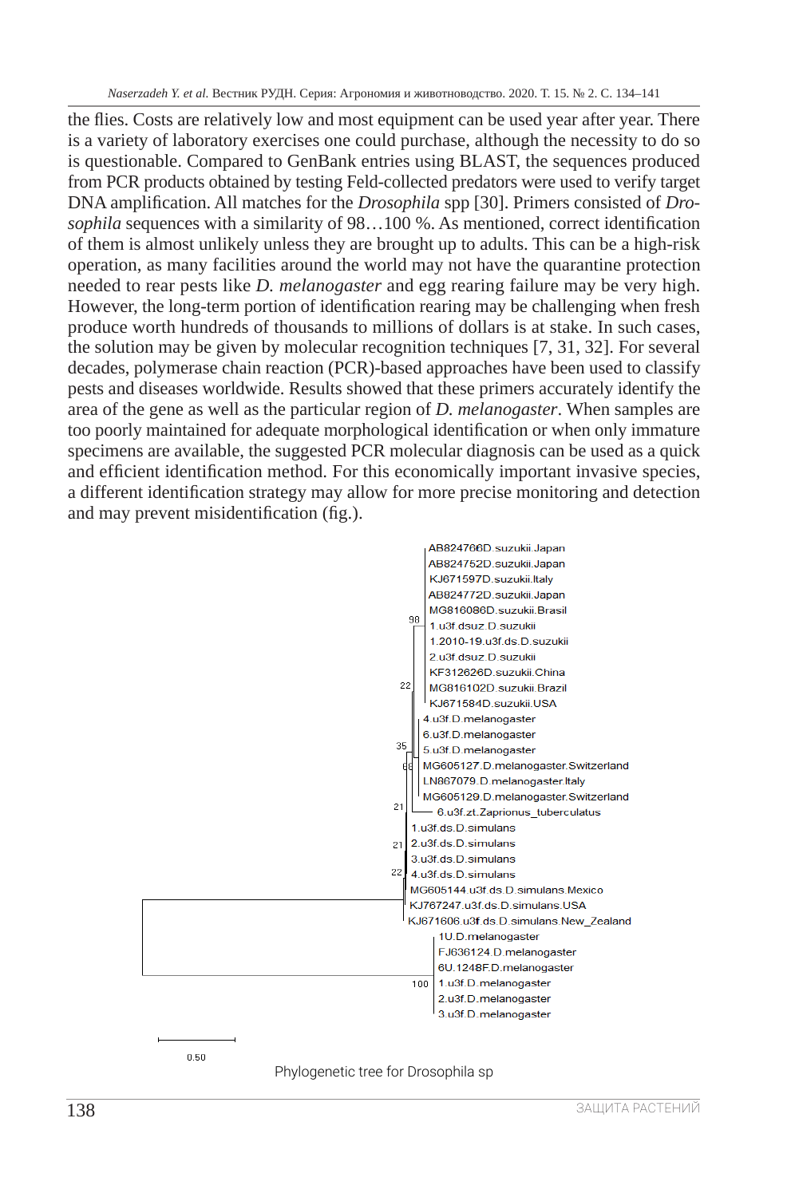the flies. Costs are relatively low and most equipment can be used year after year. There is a variety of laboratory exercises one could purchase, although the necessity to do so is questionable. Compared to GenBank entries using BLAST, the sequences produced from PCR products obtained by testing Feld-collected predators were used to verify target DNA amplification. All matches for the *Drosophila* spp [30]. Primers consisted of *Drosophila* sequences with a similarity of 98…100 %. As mentioned, correct identification of them is almost unlikely unless they are brought up to adults. This can be a high-risk operation, as many facilities around the world may not have the quarantine protection needed to rear pests like *D. melanogaster* and egg rearing failure may be very high. However, the long-term portion of identification rearing may be challenging when fresh produce worth hundreds of thousands to millions of dollars is at stake. In such cases, the solution may be given by molecular recognition techniques [7, 31, 32]. For several decades, polymerase chain reaction (PCR)-based approaches have been used to classify pests and diseases worldwide. Results showed that these primers accurately identify the area of the gene as well as the particular region of *D. melanogaster*. When samples are too poorly maintained for adequate morphological identification or when only immature specimens are available, the suggested PCR molecular diagnosis can be used as a quick and efficient identification method. For this economically important invasive species, a different identification strategy may allow for more precise monitoring and detection and may prevent misidentification (fig.).

Phylogenetic tree for Drosophila sp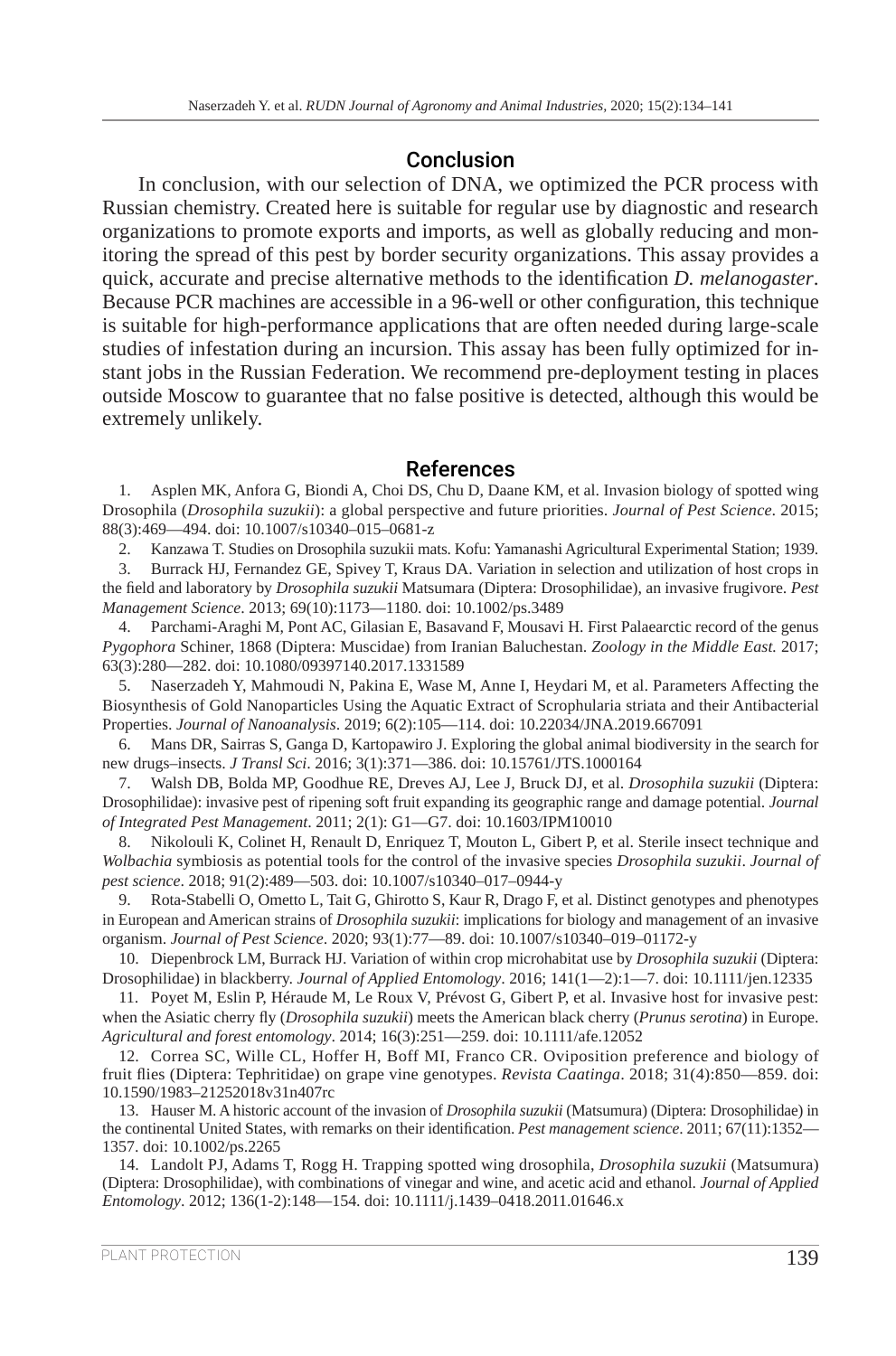## Conclusion

In conclusion, with our selection of DNA, we optimized the PCR process with Russian chemistry. Created here is suitable for regular use by diagnostic and research organizations to promote exports and imports, as well as globally reducing and monitoring the spread of this pest by border security organizations. This assay provides a quick, accurate and precise alternative methods to the identification *D. melanogaster*. Because PCR machines are accessible in a 96-well or other configuration, this technique is suitable for high-performance applications that are often needed during large-scale studies of infestation during an incursion. This assay has been fully optimized for instant jobs in the Russian Federation. We recommend pre-deployment testing in places outside Moscow to guarantee that no false positive is detected, although this would be extremely unlikely.

## References

1. Asplen MK, Anfora G, Biondi A, Choi DS, Chu D, Daane KM, et al. Invasion biology of spotted wing Drosophila (*Drosophila suzukii*): a global perspective and future priorities. *Journal of Pest Science*. 2015; 88(3):469—494. doi: 10.1007/s10340–015–0681-z
2. Kanzawa T. Studies on Drosophila suzukii mats. Kofu: Yamanashi Agricultural Experimental Station; 1939.
3. Burrack HJ, Fernandez GE, Spivey T, Kraus DA. Variation in selection and utilization of host crops in the field and laboratory by *Drosophila suzukii* Matsumara (Diptera: Drosophilidae), an invasive frugivore. *Pest Management Science*. 2013; 69(10):1173—1180. doi: 10.1002/ps.3489
4. Parchami-Araghi M, Pont AC, Gilasian E, Basavand F, Mousavi H. First Palaearctic record of the genus *Pygophora* Schiner, 1868 (Diptera: Muscidae) from Iranian Baluchestan. *Zoology in the Middle East.* 2017; 63(3):280—282. doi: 10.1080/09397140.2017.1331589
5. Naserzadeh Y, Mahmoudi N, Pakina E, Wase M, Anne I, Heydari M, et al. Parameters Affecting the Biosynthesis of Gold Nanoparticles Using the Aquatic Extract of Scrophularia striata and their Antibacterial Properties. *Journal of Nanoanalysis*. 2019; 6(2):105—114. doi: 10.22034/JNA.2019.667091
6. Mans DR, Sairras S, Ganga D, Kartopawiro J. Exploring the global animal biodiversity in the search for new drugs–insects. *J Transl Sci*. 2016; 3(1):371—386. doi: 10.15761/JTS.1000164
7. Walsh DB, Bolda MP, Goodhue RE, Dreves AJ, Lee J, Bruck DJ, et al. *Drosophila suzukii* (Diptera: Drosophilidae): invasive pest of ripening soft fruit expanding its geographic range and damage potential. *Journal of Integrated Pest Management*. 2011; 2(1): G1—G7. doi: 10.1603/IPM10010
8. Nikolouli K, Colinet H, Renault D, Enriquez T, Mouton L, Gibert P, et al. Sterile insect technique and *Wolbachia* symbiosis as potential tools for the control of the invasive species *Drosophila suzukii*. *Journal of pest science*. 2018; 91(2):489—503. doi: 10.1007/s10340–017–0944-y
9. Rota-Stabelli O, Ometto L, Tait G, Ghirotto S, Kaur R, Drago F, et al. Distinct genotypes and phenotypes in European and American strains of *Drosophila suzukii*: implications for biology and management of an invasive organism. *Journal of Pest Science*. 2020; 93(1):77—89. doi: 10.1007/s10340–019–01172-y
10. Diepenbrock LM, Burrack HJ. Variation of within crop microhabitat use by *Drosophila suzukii* (Diptera: Drosophilidae) in blackberry. *Journal of Applied Entomology*. 2016; 141(1—2):1—7. doi: 10.1111/jen.12335
11. Poyet M, Eslin P, Héraude M, Le Roux V, Prévost G, Gibert P, et al. Invasive host for invasive pest: when the Asiatic cherry fly (*Drosophila suzukii*) meets the American black cherry (*Prunus serotina*) in Europe. *Agricultural and forest entomology*. 2014; 16(3):251—259. doi: 10.1111/afe.12052
12. Correa SC, Wille CL, Hoffer H, Boff MI, Franco CR. Oviposition preference and biology of fruit flies (Diptera: Tephritidae) on grape vine genotypes. *Revista Caatinga*. 2018; 31(4):850—859. doi: 10.1590/1983–21252018v31n407rc
13. Hauser M. A historic account of the invasion of *Drosophila suzukii* (Matsumura) (Diptera: Drosophilidae) in the continental United States, with remarks on their identification. *Pest management science*. 2011; 67(11):1352—1357. doi: 10.1002/ps.2265
14. Landolt PJ, Adams T, Rogg H. Trapping spotted wing drosophila, *Drosophila suzukii* (Matsumura) (Diptera: Drosophilidae), with combinations of vinegar and wine, and acetic acid and ethanol. *Journal of Applied Entomology*. 2012; 136(1-2):148—154. doi: 10.1111/j.1439–0418.2011.01646.x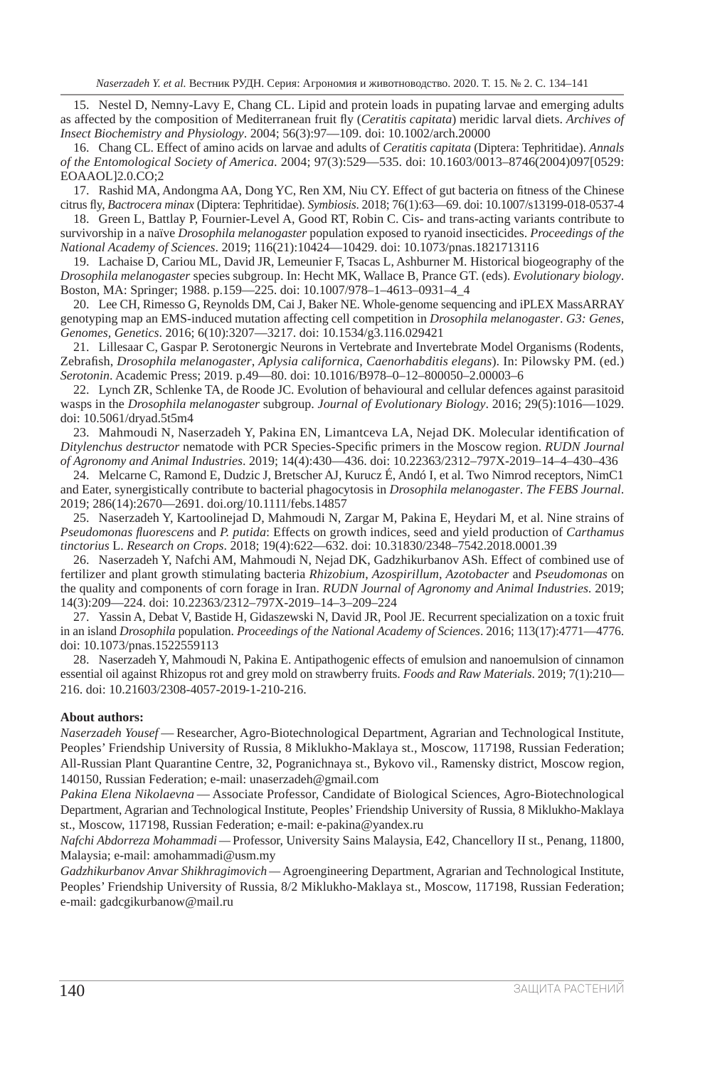15. Nestel D, Nemny-Lavy E, Chang CL. Lipid and protein loads in pupating larvae and emerging adults as affected by the composition of Mediterranean fruit fly (*Ceratitis capitata*) meridic larval diets. *Archives of Insect Biochemistry and Physiology*. 2004; 56(3):97—109. doi: 10.1002/arch.20000

16. Chang CL. Effect of amino acids on larvae and adults of *Ceratitis capitata* (Diptera: Tephritidae). *Annals of the Entomological Society of America*. 2004; 97(3):529—535. doi: 10.1603/0013–8746(2004)097[0529:EOAAOL]2.0.CO;2

17. Rashid MA, Andongma AA, Dong YC, Ren XM, Niu CY. Effect of gut bacteria on fitness of the Chinese citrus fly, *Bactrocera minax* (Diptera: Tephritidae). *Symbiosis*. 2018; 76(1):63—69. doi: 10.1007/s13199-018-0537-4

18. Green L, Battlay P, Fournier-Level A, Good RT, Robin C. Cis- and trans-acting variants contribute to survivorship in a naïve *Drosophila melanogaster* population exposed to ryanoid insecticides. *Proceedings of the National Academy of Sciences*. 2019; 116(21):10424—10429. doi: 10.1073/pnas.1821713116

19. Lachaise D, Cariou ML, David JR, Lemeunier F, Tsacas L, Ashburner M. Historical biogeography of the *Drosophila melanogaster* species subgroup. In: Hecht MK, Wallace B, Prance GT. (eds). *Evolutionary biology*. Boston, MA: Springer; 1988. p.159—225. doi: 10.1007/978–1–4613–0931–4_4

20. Lee CH, Rimesso G, Reynolds DM, Cai J, Baker NE. Whole-genome sequencing and iPLEX MassARRAY genotyping map an EMS-induced mutation affecting cell competition in *Drosophila melanogaster*. *G3: Genes, Genomes, Genetics*. 2016; 6(10):3207—3217. doi: 10.1534/g3.116.029421

21. Lillesaar C, Gaspar P. Serotonergic Neurons in Vertebrate and Invertebrate Model Organisms (Rodents, Zebrafish, *Drosophila melanogaster*, *Aplysia californica*, *Caenorhabditis elegans*). In: Pilowsky PM. (ed.) *Serotonin*. Academic Press; 2019. p.49—80. doi: 10.1016/B978–0–12–800050–2.00003–6

22. Lynch ZR, Schlenke TA, de Roode JC. Evolution of behavioural and cellular defences against parasitoid wasps in the *Drosophila melanogaster* subgroup. *Journal of Evolutionary Biology*. 2016; 29(5):1016—1029. doi: 10.5061/dryad.5t5m4

23. Mahmoudi N, Naserzadeh Y, Pakina EN, Limantceva LA, Nejad DK. Molecular identification of *Ditylenchus destructor* nematode with PCR Species-Specific primers in the Moscow region. *RUDN Journal of Agronomy and Animal Industries*. 2019; 14(4):430—436. doi: 10.22363/2312–797X-2019–14–4–430–436

24. Melcarne C, Ramond E, Dudzic J, Bretscher AJ, Kurucz É, Andó I, et al. Two Nimrod receptors, NimC1 and Eater, synergistically contribute to bacterial phagocytosis in *Drosophila melanogaster*. *The FEBS Journal*. 2019; 286(14):2670—2691. doi.org/10.1111/febs.14857

25. Naserzadeh Y, Kartoolinejad D, Mahmoudi N, Zargar M, Pakina E, Heydari M, et al. Nine strains of *Pseudomonas fluorescens* and *P. putida*: Effects on growth indices, seed and yield production of *Carthamus tinctorius* L. *Research on Crops*. 2018; 19(4):622—632. doi: 10.31830/2348–7542.2018.0001.39

26. Naserzadeh Y, Nafchi AM, Mahmoudi N, Nejad DK, Gadzhikurbanov ASh. Effect of combined use of fertilizer and plant growth stimulating bacteria *Rhizobium*, *Azospirillum*, *Azotobacter* and *Pseudomonas* on the quality and components of corn forage in Iran. *RUDN Journal of Agronomy and Animal Industries*. 2019; 14(3):209—224. doi: 10.22363/2312–797X-2019–14–3–209–224

27. Yassin A, Debat V, Bastide H, Gidaszewski N, David JR, Pool JE. Recurrent specialization on a toxic fruit in an island *Drosophila* population. *Proceedings of the National Academy of Sciences*. 2016; 113(17):4771—4776. doi: 10.1073/pnas.1522559113

28. Naserzadeh Y, Mahmoudi N, Pakina E. Antipathogenic effects of emulsion and nanoemulsion of cinnamon essential oil against Rhizopus rot and grey mold on strawberry fruits. *Foods and Raw Materials*. 2019; 7(1):210—216. doi: 10.21603/2308-4057-2019-1-210-216.

**About authors:**

*Naserzadeh Yousef* — Researcher, Agro-Biotechnological Department, Agrarian and Technological Institute, Peoples' Friendship University of Russia, 8 Miklukho-Maklaya st., Moscow, 117198, Russian Federation; All-Russian Plant Quarantine Centre, 32, Pogranichnaya st., Bykovo vil., Ramensky district, Moscow region, 140150, Russian Federation; e-mail: unaserzadeh@gmail.com

*Pakina Elena Nikolaevna* — Associate Professor, Candidate of Biological Sciences, Agro-Biotechnological Department, Agrarian and Technological Institute, Peoples' Friendship University of Russia, 8 Miklukho-Maklaya st., Moscow, 117198, Russian Federation; e-mail: e-pakina@yandex.ru

*Nafchi Abdorreza Mohammadi* — Professor, University Sains Malaysia, E42, Chancellory II st., Penang, 11800, Malaysia; e-mail: amohammadi@usm.my

*Gadzhikurbanov Anvar Shikhragimovich* — Agroengineering Department, Agrarian and Technological Institute, Peoples' Friendship University of Russia, 8/2 Miklukho-Maklaya st., Moscow, 117198, Russian Federation; e-mail: gadcgikurbanow@mail.ru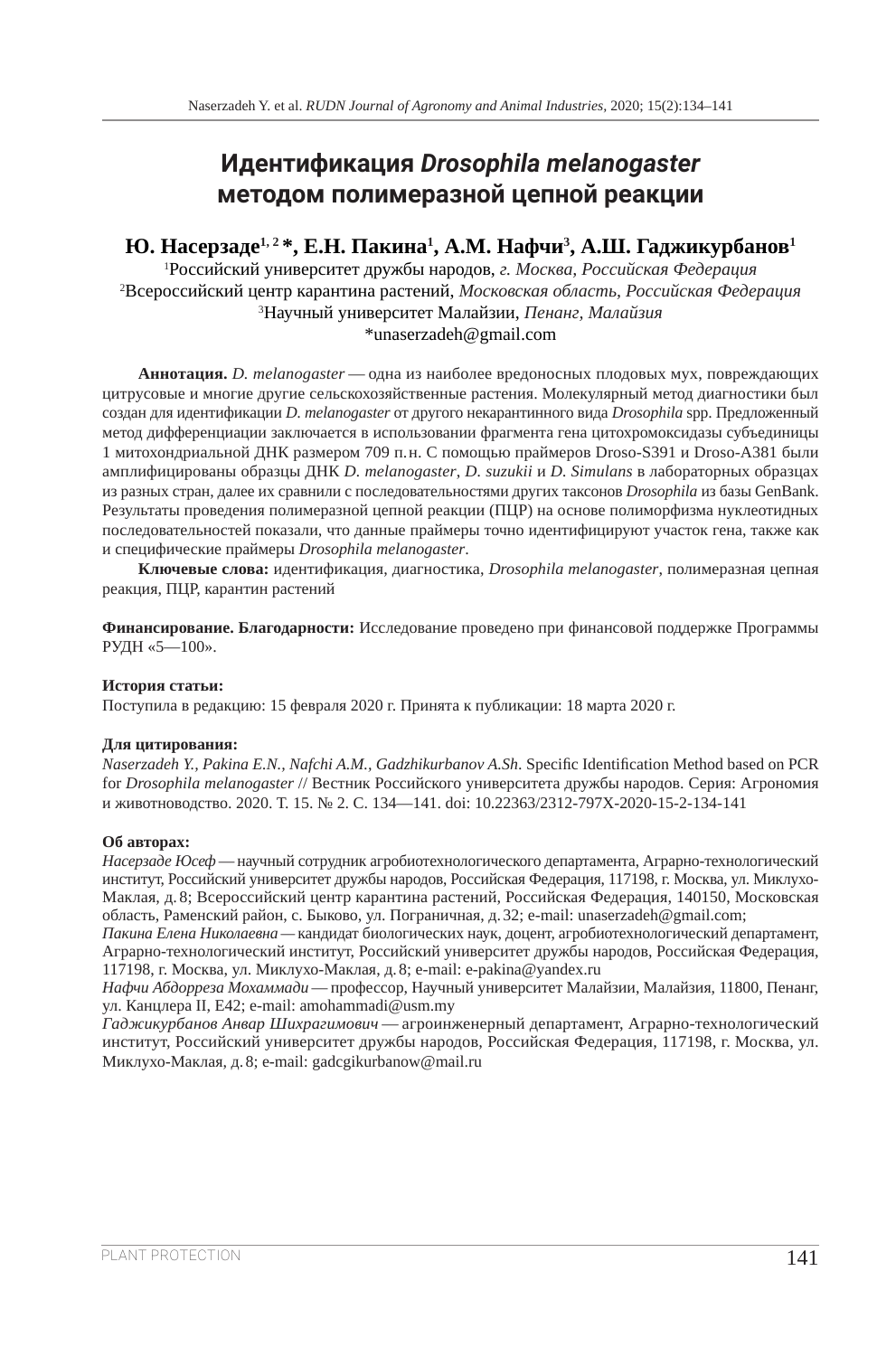# Идентификация *Drosophila melanogaster* методом полимеразной цепной реакции

**Ю. Насерзаде[1, 2]\*, Е.Н. Пакина[1], А.М. Нафчи[3], А.Ш. Гаджикурбанов[1]**

[1]Российский университет дружбы народов, *г. Москва, Российская Федерация*
[2]Всероссийский центр карантина растений, *Московская область, Российская Федерация*
[3]Научный университет Малайзии, *Пенанг, Малайзия*
\*unaserzadeh@gmail.com

**Аннотация.** *D. melanogaster* — одна из наиболее вредоносных плодовых мух, повреждающих цитрусовые и многие другие сельскохозяйственные растения. Молекулярный метод диагностики был создан для идентификации *D. melanogaster* от другого некарантинного вида *Drosophila* spp. Предложенный метод дифференциации заключается в использовании фрагмента гена цитохромоксидазы субъединицы 1 митохондриальной ДНК размером 709 п.н. С помощью праймеров Droso-S391 и Droso-A381 были амплифицированы образцы ДНК *D. melanogaster*, *D. suzukii* и *D. Simulans* в лабораторных образцах из разных стран, далее их сравнили с последовательностями других таксонов *Drosophila* из базы GenBank. Результаты проведения полимеразной цепной реакции (ПЦР) на основе полиморфизма нуклеотидных последовательностей показали, что данные праймеры точно идентифицируют участок гена, также как и специфические праймеры *Drosophila melanogaster*.

**Ключевые слова:** идентификация, диагностика, *Drosophila melanogaster*, полимеразная цепная реакция, ПЦР, карантин растений

**Финансирование. Благодарности:** Исследование проведено при финансовой поддержке Программы РУДН «5—100».

**История статьи:**
Поступила в редакцию: 15 февраля 2020 г. Принята к публикации: 18 марта 2020 г.

**Для цитирования:**
*Naserzadeh Y., Pakina E.N., Nafchi A.M., Gadzhikurbanov A.Sh.* Specific Identification Method based on PCR for *Drosophila melanogaster* // Вестник Российского университета дружбы народов. Серия: Агрономия и животноводство. 2020. Т. 15. № 2. С. 134—141. doi: 10.22363/2312-797X-2020-15-2-134-141

**Об авторах:**
*Насерзаде Юсеф* — научный сотрудник агробиотехнологического департамента, Аграрно-технологический институт, Российский университет дружбы народов, Российская Федерация, 117198, г. Москва, ул. Миклухо-Маклая, д. 8; Всероссийский центр карантина растений, Российская Федерация, 140150, Московская область, Раменский район, с. Быково, ул. Пограничная, д. 32; e-mail: unaserzadeh@gmail.com;
*Пакина Елена Николаевна* — кандидат биологических наук, доцент, агробиотехнологический департамент, Аграрно-технологический институт, Российский университет дружбы народов, Российская Федерация, 117198, г. Москва, ул. Миклухо-Маклая, д. 8; e-mail: e-pakina@yandex.ru
*Нафчи Абдорреза Мохаммади* — профессор, Научный университет Малайзии, Малайзия, 11800, Пенанг, ул. Канцлера II, E42; e-mail: amohammadi@usm.my
*Гаджикурбанов Анвар Шихрагимович* — агроинженерный департамент, Аграрно-технологический институт, Российский университет дружбы народов, Российская Федерация, 117198, г. Москва, ул. Миклухо-Маклая, д. 8; e-mail: gadcgikurbanow@mail.ru